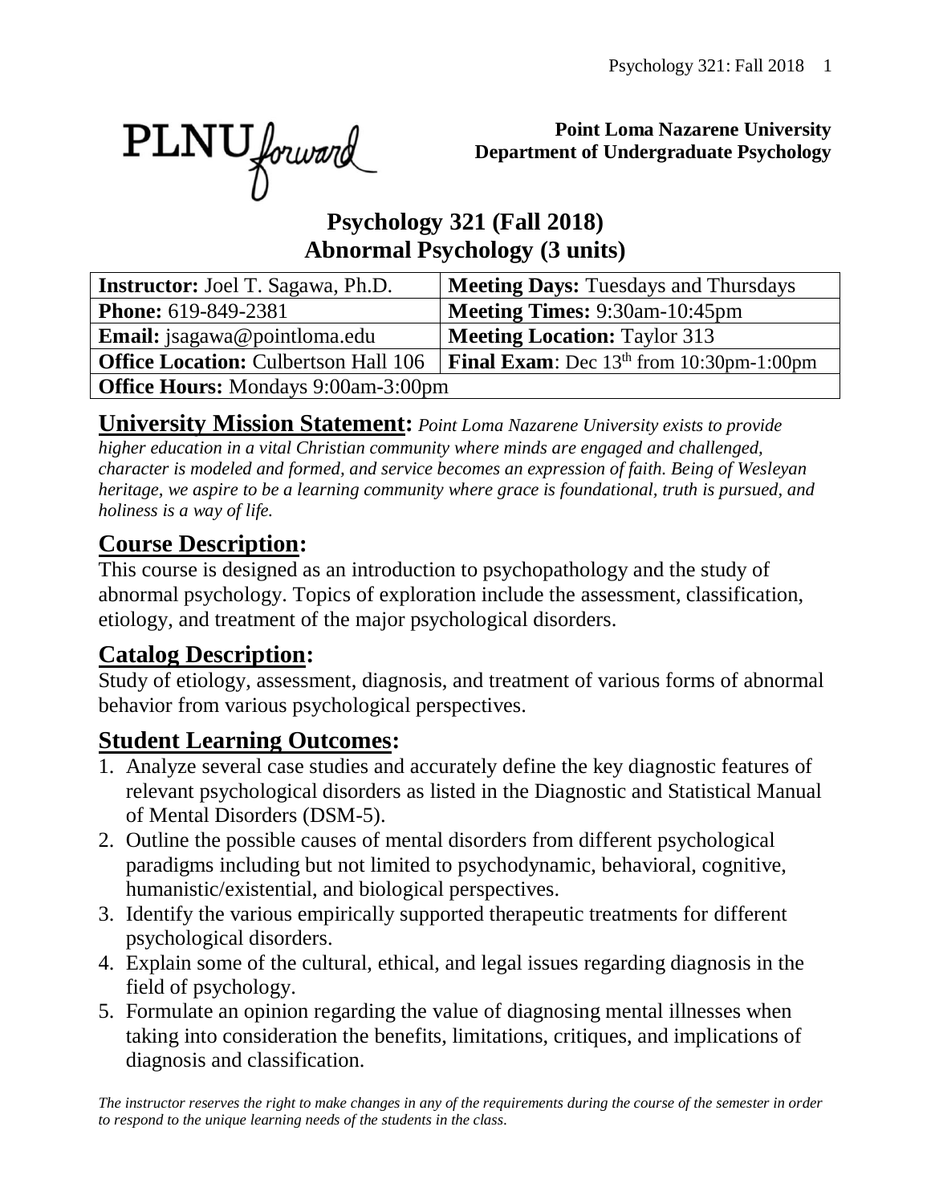PLNU forward

**Point Loma Nazarene University**
**Department of Undergraduate Psychology**

# Psychology 321 (Fall 2018)
# Abnormal Psychology (3 units)

| **Instructor:** Joel T. Sagawa, Ph.D. | **Meeting Days:** Tuesdays and Thursdays |
|---|---|
| **Phone:** 619-849-2381 | **Meeting Times:** 9:30am-10:45pm |
| **Email:** jsagawa@pointloma.edu | **Meeting Location:** Taylor 313 |
| **Office Location:** Culbertson Hall 106 | **Final Exam**: Dec 13th from 10:30pm-1:00pm |
| **Office Hours:** Mondays 9:00am-3:00pm | |

## University Mission Statement:
*Point Loma Nazarene University exists to provide higher education in a vital Christian community where minds are engaged and challenged, character is modeled and formed, and service becomes an expression of faith. Being of Wesleyan heritage, we aspire to be a learning community where grace is foundational, truth is pursued, and holiness is a way of life.*

## Course Description:
This course is designed as an introduction to psychopathology and the study of abnormal psychology. Topics of exploration include the assessment, classification, etiology, and treatment of the major psychological disorders.

## Catalog Description:
Study of etiology, assessment, diagnosis, and treatment of various forms of abnormal behavior from various psychological perspectives.

## Student Learning Outcomes:
1. Analyze several case studies and accurately define the key diagnostic features of relevant psychological disorders as listed in the Diagnostic and Statistical Manual of Mental Disorders (DSM-5).
2. Outline the possible causes of mental disorders from different psychological paradigms including but not limited to psychodynamic, behavioral, cognitive, humanistic/existential, and biological perspectives.
3. Identify the various empirically supported therapeutic treatments for different psychological disorders.
4. Explain some of the cultural, ethical, and legal issues regarding diagnosis in the field of psychology.
5. Formulate an opinion regarding the value of diagnosing mental illnesses when taking into consideration the benefits, limitations, critiques, and implications of diagnosis and classification.

*The instructor reserves the right to make changes in any of the requirements during the course of the semester in order to respond to the unique learning needs of the students in the class.*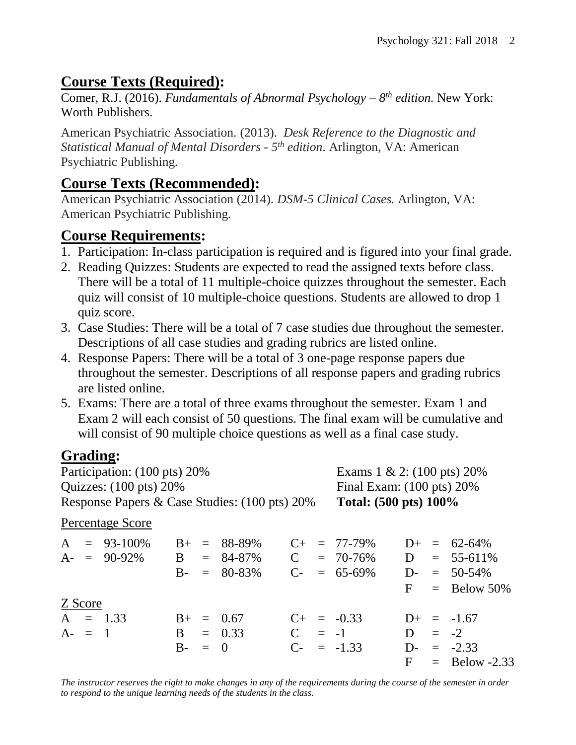## Course Texts (Required):

Comer, R.J. (2016). *Fundamentals of Abnormal Psychology – 8th edition.* New York: Worth Publishers.

American Psychiatric Association. (2013). *Desk Reference to the Diagnostic and Statistical Manual of Mental Disorders - 5th edition*. Arlington, VA: American Psychiatric Publishing.

## Course Texts (Recommended):

American Psychiatric Association (2014). *DSM-5 Clinical Cases.* Arlington, VA: American Psychiatric Publishing.

## Course Requirements:

1. Participation: In-class participation is required and is figured into your final grade.
2. Reading Quizzes: Students are expected to read the assigned texts before class. There will be a total of 11 multiple-choice quizzes throughout the semester. Each quiz will consist of 10 multiple-choice questions. Students are allowed to drop 1 quiz score.
3. Case Studies: There will be a total of 7 case studies due throughout the semester. Descriptions of all case studies and grading rubrics are listed online.
4. Response Papers: There will be a total of 3 one-page response papers due throughout the semester. Descriptions of all response papers and grading rubrics are listed online.
5. Exams: There are a total of three exams throughout the semester. Exam 1 and Exam 2 will each consist of 50 questions. The final exam will be cumulative and will consist of 90 multiple choice questions as well as a final case study.

## Grading:

Participation: (100 pts) 20%
Quizzes: (100 pts) 20%
Response Papers & Case Studies: (100 pts) 20%
Exams 1 & 2: (100 pts) 20%
Final Exam: (100 pts) 20%
**Total: (500 pts) 100%**

Percentage Score

| | | | | | | | |
|---|---|---|---|---|---|---|---|
| A | = 93-100% | B+ | = 88-89% | C+ | = 77-79% | D+ | = 62-64% |
| A- | = 90-92% | B | = 84-87% | C | = 70-76% | D | = 55-611% |
| | | B- | = 80-83% | C- | = 65-69% | D- | = 50-54% |
| | | | | | | F | = Below 50% |

Z Score

| | | | | | | | |
|---|---|---|---|---|---|---|---|
| A | = 1.33 | B+ | = 0.67 | C+ | = -0.33 | D+ | = -1.67 |
| A- | = 1 | B | = 0.33 | C | = -1 | D | = -2 |
| | | B- | = 0 | C- | = -1.33 | D- | = -2.33 |
| | | | | | | F | = Below -2.33 |

*The instructor reserves the right to make changes in any of the requirements during the course of the semester in order to respond to the unique learning needs of the students in the class.*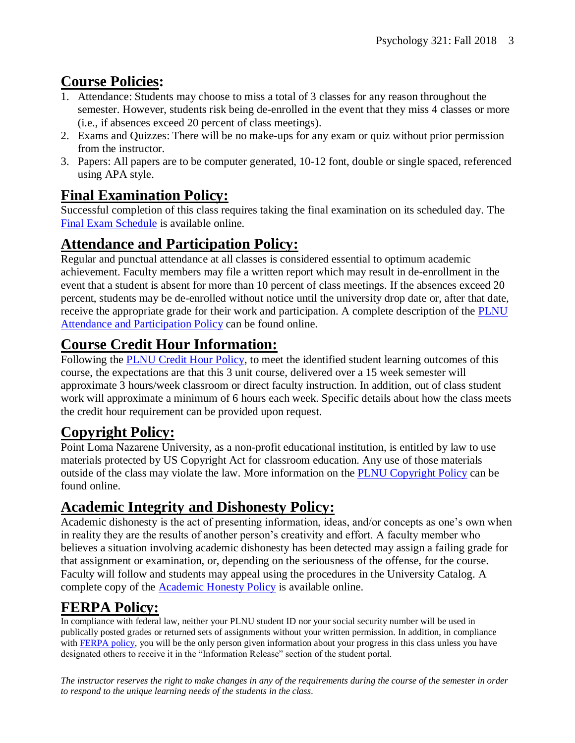## Course Policies:

1. Attendance: Students may choose to miss a total of 3 classes for any reason throughout the semester. However, students risk being de-enrolled in the event that they miss 4 classes or more (i.e., if absences exceed 20 percent of class meetings).
2. Exams and Quizzes: There will be no make-ups for any exam or quiz without prior permission from the instructor.
3. Papers: All papers are to be computer generated, 10-12 font, double or single spaced, referenced using APA style.

## Final Examination Policy:

Successful completion of this class requires taking the final examination on its scheduled day. The Final Exam Schedule is available online.

## Attendance and Participation Policy:

Regular and punctual attendance at all classes is considered essential to optimum academic achievement. Faculty members may file a written report which may result in de-enrollment in the event that a student is absent for more than 10 percent of class meetings. If the absences exceed 20 percent, students may be de-enrolled without notice until the university drop date or, after that date, receive the appropriate grade for their work and participation. A complete description of the PLNU Attendance and Participation Policy can be found online.

## Course Credit Hour Information:

Following the PLNU Credit Hour Policy, to meet the identified student learning outcomes of this course, the expectations are that this 3 unit course, delivered over a 15 week semester will approximate 3 hours/week classroom or direct faculty instruction. In addition, out of class student work will approximate a minimum of 6 hours each week. Specific details about how the class meets the credit hour requirement can be provided upon request.

## Copyright Policy:

Point Loma Nazarene University, as a non-profit educational institution, is entitled by law to use materials protected by US Copyright Act for classroom education. Any use of those materials outside of the class may violate the law. More information on the PLNU Copyright Policy can be found online.

## Academic Integrity and Dishonesty Policy:

Academic dishonesty is the act of presenting information, ideas, and/or concepts as one's own when in reality they are the results of another person's creativity and effort. A faculty member who believes a situation involving academic dishonesty has been detected may assign a failing grade for that assignment or examination, or, depending on the seriousness of the offense, for the course. Faculty will follow and students may appeal using the procedures in the University Catalog. A complete copy of the Academic Honesty Policy is available online.

## FERPA Policy:

In compliance with federal law, neither your PLNU student ID nor your social security number will be used in publically posted grades or returned sets of assignments without your written permission. In addition, in compliance with FERPA policy, you will be the only person given information about your progress in this class unless you have designated others to receive it in the "Information Release" section of the student portal.

*The instructor reserves the right to make changes in any of the requirements during the course of the semester in order to respond to the unique learning needs of the students in the class.*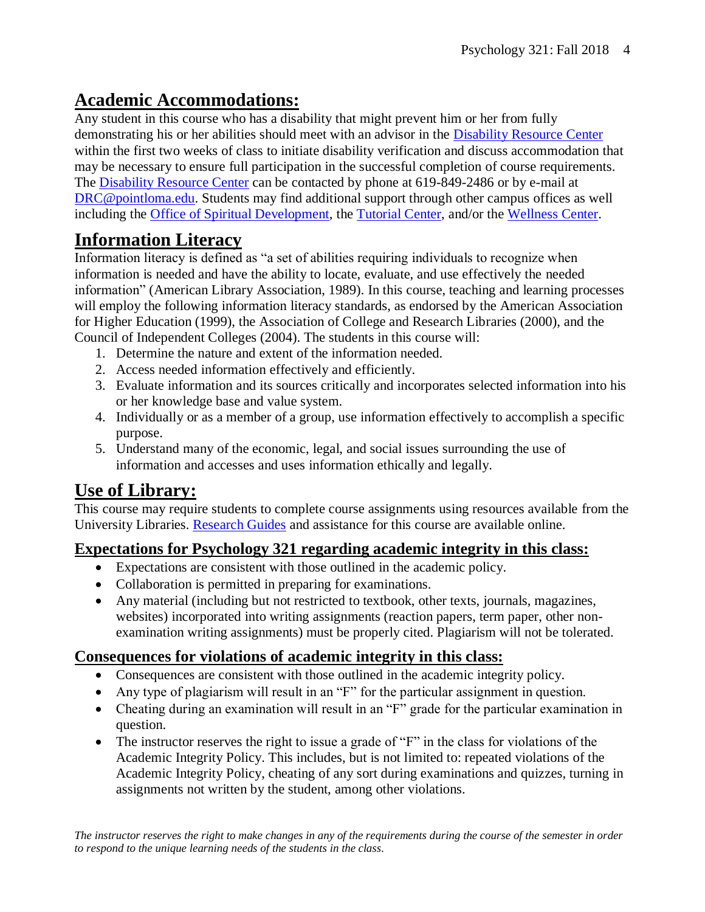## Academic Accommodations:

Any student in this course who has a disability that might prevent him or her from fully demonstrating his or her abilities should meet with an advisor in the Disability Resource Center within the first two weeks of class to initiate disability verification and discuss accommodation that may be necessary to ensure full participation in the successful completion of course requirements. The Disability Resource Center can be contacted by phone at 619-849-2486 or by e-mail at DRC@pointloma.edu. Students may find additional support through other campus offices as well including the Office of Spiritual Development, the Tutorial Center, and/or the Wellness Center.

## Information Literacy

Information literacy is defined as "a set of abilities requiring individuals to recognize when information is needed and have the ability to locate, evaluate, and use effectively the needed information" (American Library Association, 1989). In this course, teaching and learning processes will employ the following information literacy standards, as endorsed by the American Association for Higher Education (1999), the Association of College and Research Libraries (2000), and the Council of Independent Colleges (2004). The students in this course will:

1. Determine the nature and extent of the information needed.
2. Access needed information effectively and efficiently.
3. Evaluate information and its sources critically and incorporates selected information into his or her knowledge base and value system.
4. Individually or as a member of a group, use information effectively to accomplish a specific purpose.
5. Understand many of the economic, legal, and social issues surrounding the use of information and accesses and uses information ethically and legally.

## Use of Library:

This course may require students to complete course assignments using resources available from the University Libraries. Research Guides and assistance for this course are available online.

### Expectations for Psychology 321 regarding academic integrity in this class:

- Expectations are consistent with those outlined in the academic policy.
- Collaboration is permitted in preparing for examinations.
- Any material (including but not restricted to textbook, other texts, journals, magazines, websites) incorporated into writing assignments (reaction papers, term paper, other non-examination writing assignments) must be properly cited. Plagiarism will not be tolerated.

### Consequences for violations of academic integrity in this class:

- Consequences are consistent with those outlined in the academic integrity policy.
- Any type of plagiarism will result in an "F" for the particular assignment in question.
- Cheating during an examination will result in an "F" grade for the particular examination in question.
- The instructor reserves the right to issue a grade of "F" in the class for violations of the Academic Integrity Policy. This includes, but is not limited to: repeated violations of the Academic Integrity Policy, cheating of any sort during examinations and quizzes, turning in assignments not written by the student, among other violations.

*The instructor reserves the right to make changes in any of the requirements during the course of the semester in order to respond to the unique learning needs of the students in the class.*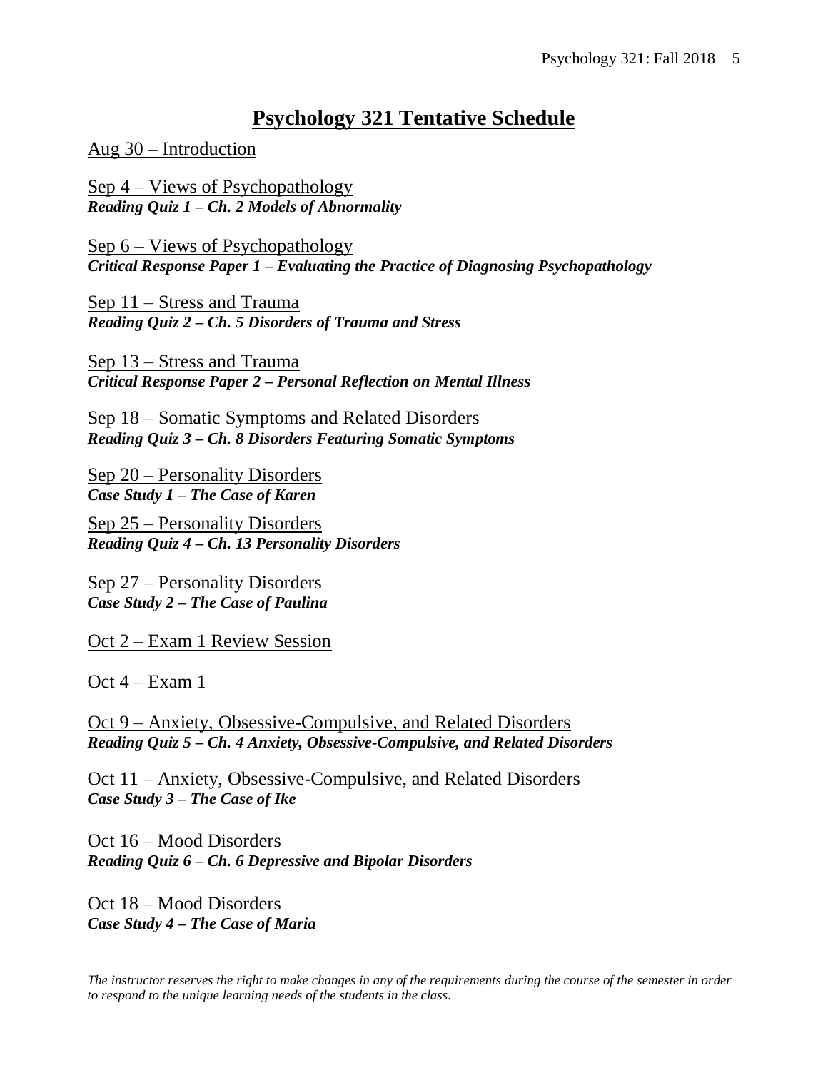# Psychology 321 Tentative Schedule

Aug 30 – Introduction

Sep 4 – Views of Psychopathology
***Reading Quiz 1 – Ch. 2 Models of Abnormality***

Sep 6 – Views of Psychopathology
***Critical Response Paper 1 – Evaluating the Practice of Diagnosing Psychopathology***

Sep 11 – Stress and Trauma
***Reading Quiz 2 – Ch. 5 Disorders of Trauma and Stress***

Sep 13 – Stress and Trauma
***Critical Response Paper 2 – Personal Reflection on Mental Illness***

Sep 18 – Somatic Symptoms and Related Disorders
***Reading Quiz 3 – Ch. 8 Disorders Featuring Somatic Symptoms***

Sep 20 – Personality Disorders
***Case Study 1 – The Case of Karen***

Sep 25 – Personality Disorders
***Reading Quiz 4 – Ch. 13 Personality Disorders***

Sep 27 – Personality Disorders
***Case Study 2 – The Case of Paulina***

Oct 2 – Exam 1 Review Session

Oct 4 – Exam 1

Oct 9 – Anxiety, Obsessive-Compulsive, and Related Disorders
***Reading Quiz 5 – Ch. 4 Anxiety, Obsessive-Compulsive, and Related Disorders***

Oct 11 – Anxiety, Obsessive-Compulsive, and Related Disorders
***Case Study 3 – The Case of Ike***

Oct 16 – Mood Disorders
***Reading Quiz 6 – Ch. 6 Depressive and Bipolar Disorders***

Oct 18 – Mood Disorders
***Case Study 4 – The Case of Maria***

*The instructor reserves the right to make changes in any of the requirements during the course of the semester in order to respond to the unique learning needs of the students in the class.*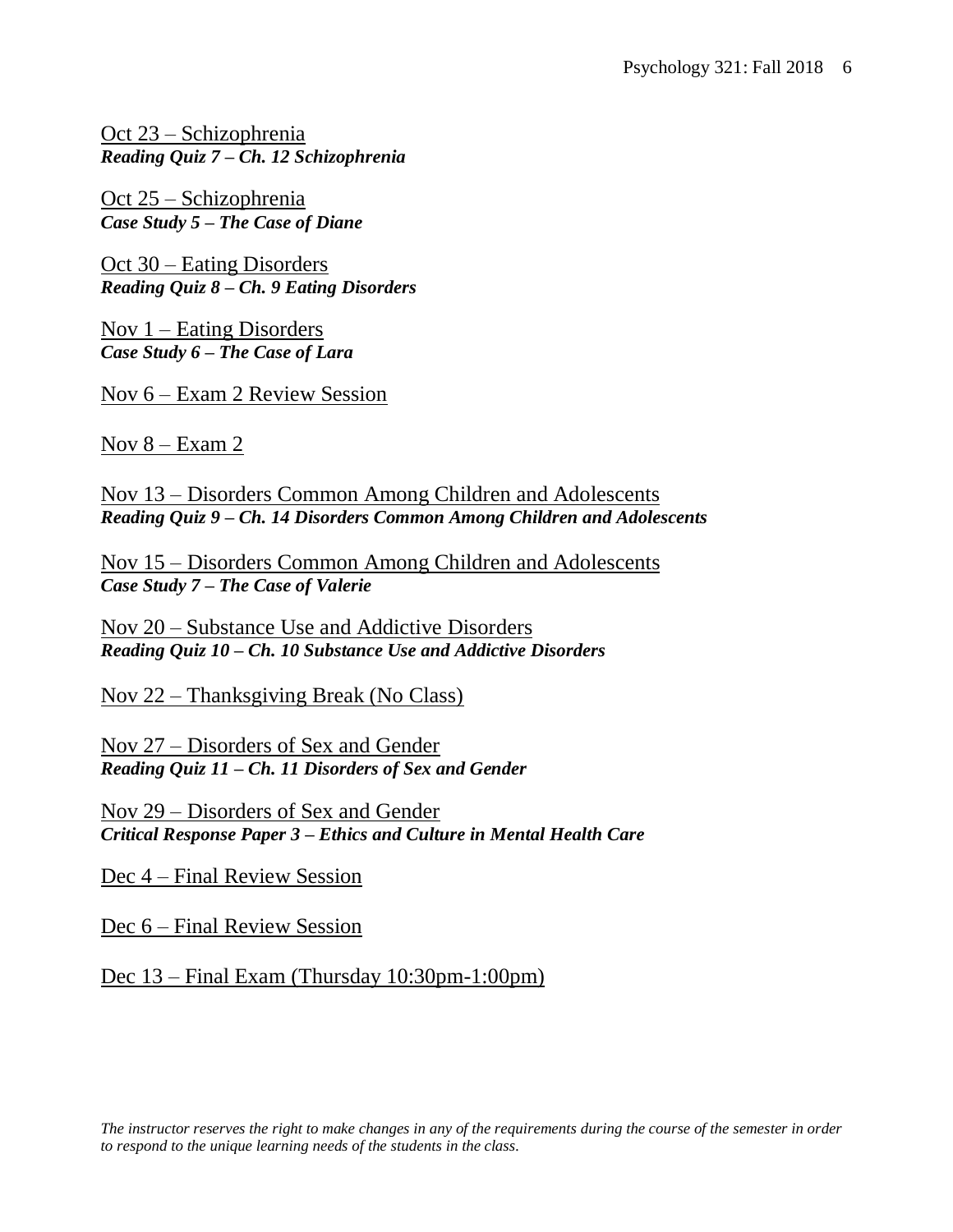Oct 23 – Schizophrenia
***Reading Quiz 7 – Ch. 12 Schizophrenia***

Oct 25 – Schizophrenia
***Case Study 5 – The Case of Diane***

Oct 30 – Eating Disorders
***Reading Quiz 8 – Ch. 9 Eating Disorders***

Nov 1 – Eating Disorders
***Case Study 6 – The Case of Lara***

Nov 6 – Exam 2 Review Session

Nov 8 – Exam 2

Nov 13 – Disorders Common Among Children and Adolescents
***Reading Quiz 9 – Ch. 14 Disorders Common Among Children and Adolescents***

Nov 15 – Disorders Common Among Children and Adolescents
***Case Study 7 – The Case of Valerie***

Nov 20 – Substance Use and Addictive Disorders
***Reading Quiz 10 – Ch. 10 Substance Use and Addictive Disorders***

Nov 22 – Thanksgiving Break (No Class)

Nov 27 – Disorders of Sex and Gender
***Reading Quiz 11 – Ch. 11 Disorders of Sex and Gender***

Nov 29 – Disorders of Sex and Gender
***Critical Response Paper 3 – Ethics and Culture in Mental Health Care***

Dec 4 – Final Review Session

Dec 6 – Final Review Session

Dec 13 – Final Exam (Thursday 10:30pm-1:00pm)

*The instructor reserves the right to make changes in any of the requirements during the course of the semester in order to respond to the unique learning needs of the students in the class.*